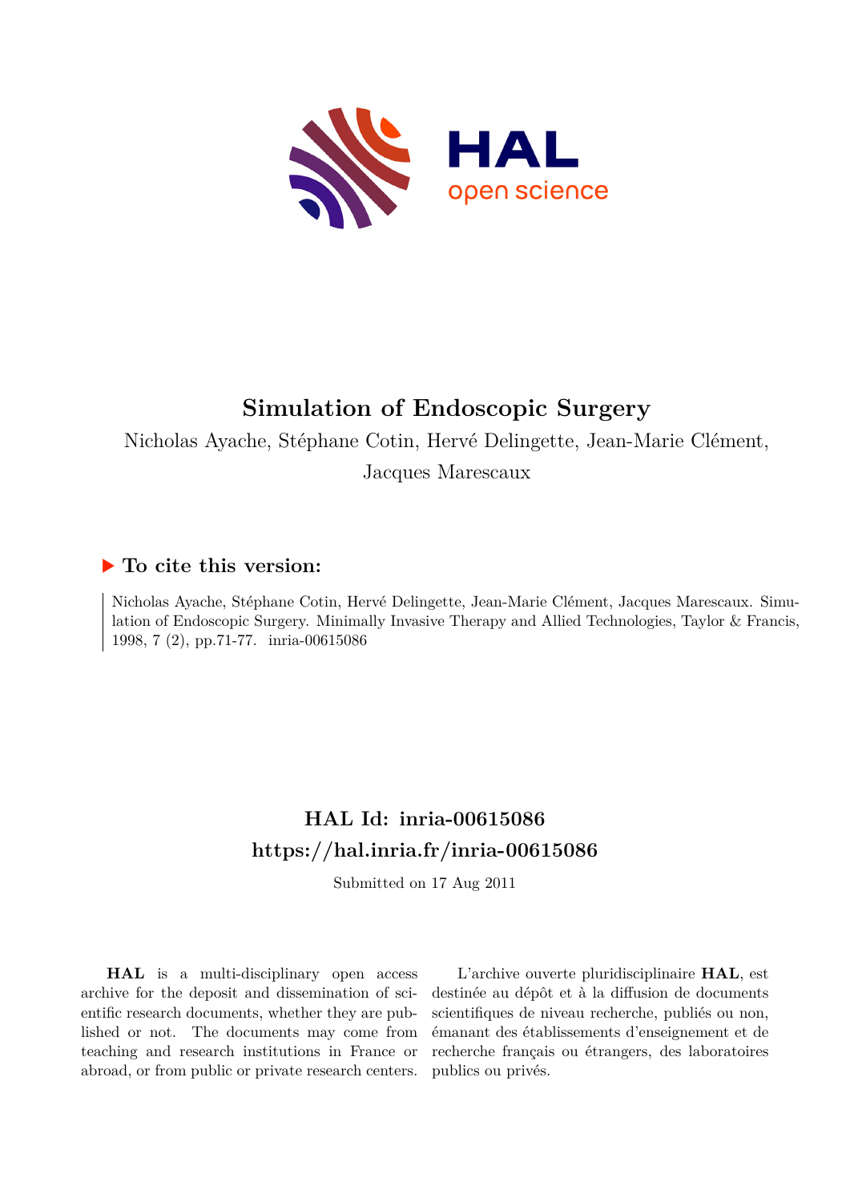# Simulation of Endoscopic Surgery

Nicholas Ayache, Stéphane Cotin, Hervé Delingette, Jean-Marie Clément, Jacques Marescaux

## ▶ To cite this version:

Nicholas Ayache, Stéphane Cotin, Hervé Delingette, Jean-Marie Clément, Jacques Marescaux. Simulation of Endoscopic Surgery. Minimally Invasive Therapy and Allied Technologies, Taylor & Francis, 1998, 7 (2), pp.71-77. inria-00615086

## HAL Id: inria-00615086
## https://hal.inria.fr/inria-00615086

Submitted on 17 Aug 2011

**HAL** is a multi-disciplinary open access archive for the deposit and dissemination of scientific research documents, whether they are published or not. The documents may come from teaching and research institutions in France or abroad, or from public or private research centers.

L'archive ouverte pluridisciplinaire **HAL**, est destinée au dépôt et à la diffusion de documents scientifiques de niveau recherche, publiés ou non, émanant des établissements d'enseignement et de recherche français ou étrangers, des laboratoires publics ou privés.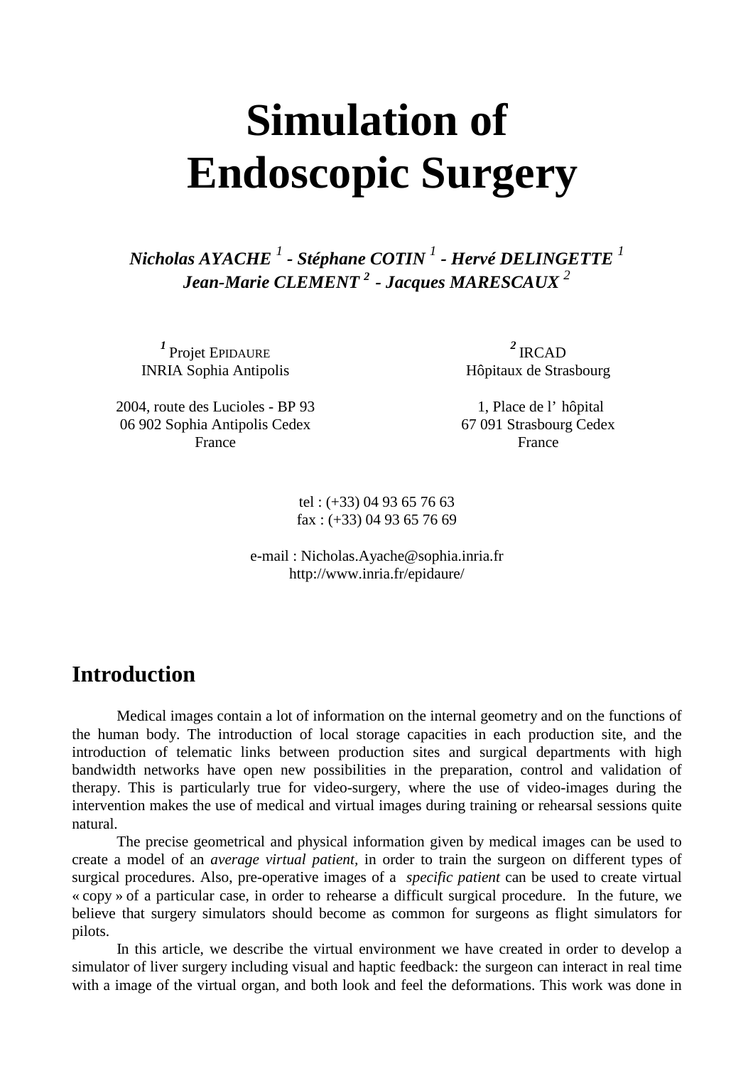# Simulation of Endoscopic Surgery

***Nicholas AYACHE [1] - Stéphane COTIN [1] - Hervé DELINGETTE [1]***
***Jean-Marie CLEMENT [2] - Jacques MARESCAUX [2]***

[1] Projet EPIDAURE
INRIA Sophia Antipolis

2004, route des Lucioles - BP 93
06 902 Sophia Antipolis Cedex
France

[2] IRCAD
Hôpitaux de Strasbourg

1, Place de l' hôpital
67 091 Strasbourg Cedex
France

tel : (+33) 04 93 65 76 63
fax : (+33) 04 93 65 76 69

e-mail : Nicholas.Ayache@sophia.inria.fr
http://www.inria.fr/epidaure/

## Introduction

Medical images contain a lot of information on the internal geometry and on the functions of the human body. The introduction of local storage capacities in each production site, and the introduction of telematic links between production sites and surgical departments with high bandwidth networks have open new possibilities in the preparation, control and validation of therapy. This is particularly true for video-surgery, where the use of video-images during the intervention makes the use of medical and virtual images during training or rehearsal sessions quite natural.

The precise geometrical and physical information given by medical images can be used to create a model of an *average virtual patient,* in order to train the surgeon on different types of surgical procedures. Also, pre-operative images of a *specific patient* can be used to create virtual « copy » of a particular case, in order to rehearse a difficult surgical procedure. In the future, we believe that surgery simulators should become as common for surgeons as flight simulators for pilots.

In this article, we describe the virtual environment we have created in order to develop a simulator of liver surgery including visual and haptic feedback: the surgeon can interact in real time with a image of the virtual organ, and both look and feel the deformations. This work was done in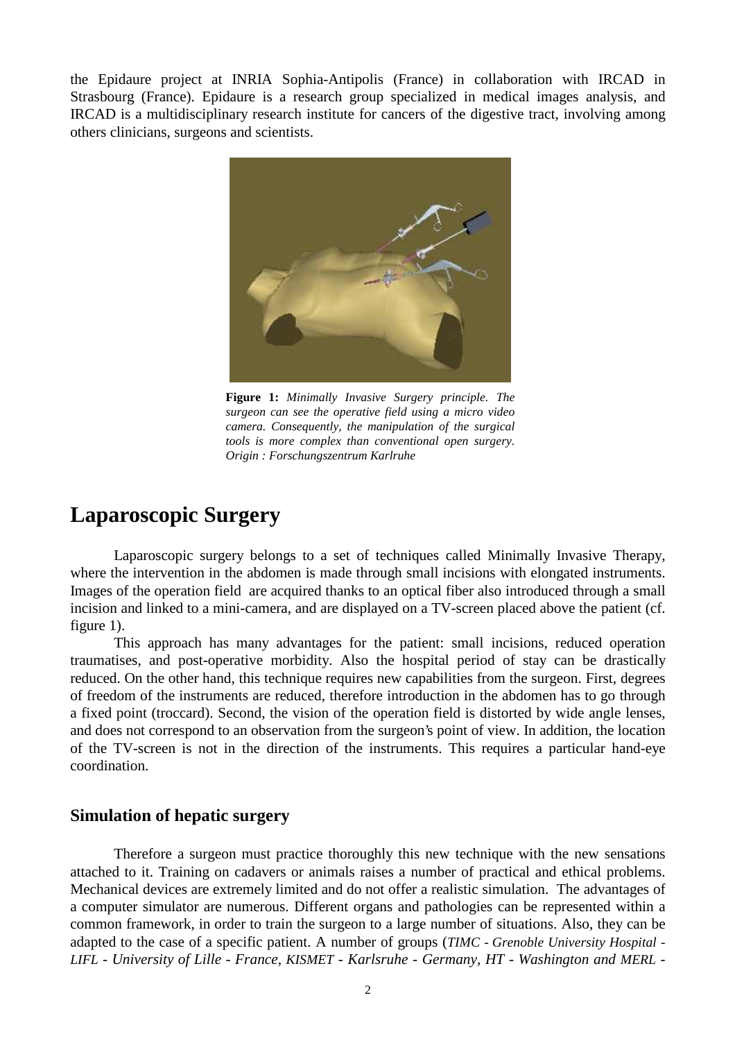the Epidaure project at INRIA Sophia-Antipolis (France) in collaboration with IRCAD in Strasbourg (France). Epidaure is a research group specialized in medical images analysis, and IRCAD is a multidisciplinary research institute for cancers of the digestive tract, involving among others clinicians, surgeons and scientists.

**Figure 1:** *Minimally Invasive Surgery principle. The surgeon can see the operative field using a micro video camera. Consequently, the manipulation of the surgical tools is more complex than conventional open surgery. Origin : Forschungszentrum Karlruhe*

# Laparoscopic Surgery

Laparoscopic surgery belongs to a set of techniques called Minimally Invasive Therapy, where the intervention in the abdomen is made through small incisions with elongated instruments. Images of the operation field are acquired thanks to an optical fiber also introduced through a small incision and linked to a mini-camera, and are displayed on a TV-screen placed above the patient (cf. figure 1).

This approach has many advantages for the patient: small incisions, reduced operation traumatises, and post-operative morbidity. Also the hospital period of stay can be drastically reduced. On the other hand, this technique requires new capabilities from the surgeon. First, degrees of freedom of the instruments are reduced, therefore introduction in the abdomen has to go through a fixed point (troccard). Second, the vision of the operation field is distorted by wide angle lenses, and does not correspond to an observation from the surgeon's point of view. In addition, the location of the TV-screen is not in the direction of the instruments. This requires a particular hand-eye coordination.

## Simulation of hepatic surgery

Therefore a surgeon must practice thoroughly this new technique with the new sensations attached to it. Training on cadavers or animals raises a number of practical and ethical problems. Mechanical devices are extremely limited and do not offer a realistic simulation. The advantages of a computer simulator are numerous. Different organs and pathologies can be represented within a common framework, in order to train the surgeon to a large number of situations. Also, they can be adapted to the case of a specific patient. A number of groups (*TIMC - Grenoble University Hospital - LIFL - University of Lille - France, KISMET - Karlsruhe - Germany, HT - Washington and MERL -*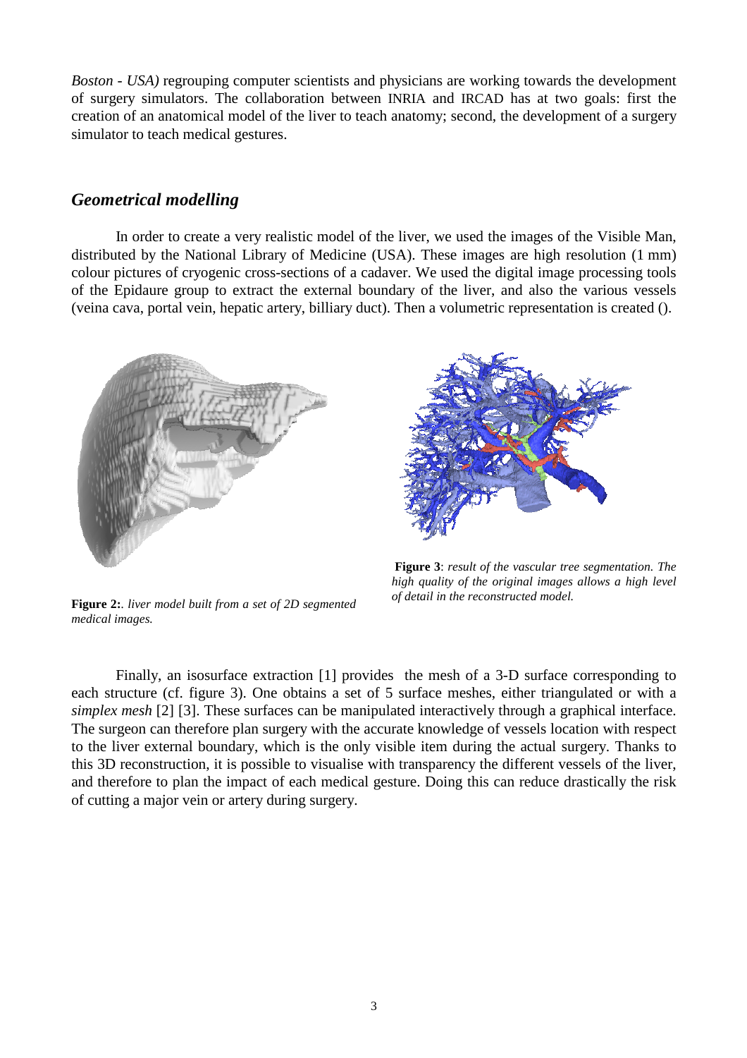*Boston - USA)* regrouping computer scientists and physicians are working towards the development of surgery simulators. The collaboration between INRIA and IRCAD has at two goals: first the creation of an anatomical model of the liver to teach anatomy; second, the development of a surgery simulator to teach medical gestures.

## *Geometrical modelling*

In order to create a very realistic model of the liver, we used the images of the Visible Man, distributed by the National Library of Medicine (USA). These images are high resolution (1 mm) colour pictures of cryogenic cross-sections of a cadaver. We used the digital image processing tools of the Epidaure group to extract the external boundary of the liver, and also the various vessels (veina cava, portal vein, hepatic artery, billiary duct). Then a volumetric representation is created ().

**Figure 2:**. *liver model built from a set of 2D segmented medical images.*

**Figure 3**: *result of the vascular tree segmentation. The high quality of the original images allows a high level of detail in the reconstructed model.*

Finally, an isosurface extraction [1] provides the mesh of a 3-D surface corresponding to each structure (cf. figure 3). One obtains a set of 5 surface meshes, either triangulated or with a *simplex mesh* [2] [3]. These surfaces can be manipulated interactively through a graphical interface. The surgeon can therefore plan surgery with the accurate knowledge of vessels location with respect to the liver external boundary, which is the only visible item during the actual surgery. Thanks to this 3D reconstruction, it is possible to visualise with transparency the different vessels of the liver, and therefore to plan the impact of each medical gesture. Doing this can reduce drastically the risk of cutting a major vein or artery during surgery.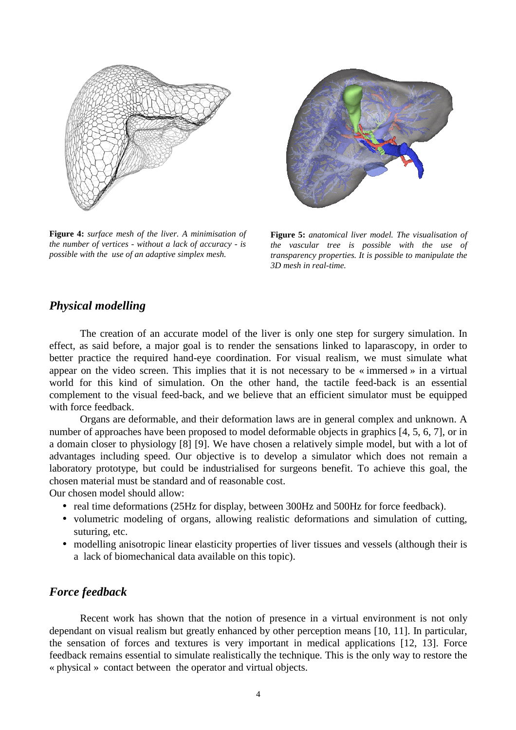**Figure 4:** *surface mesh of the liver. A minimisation of the number of vertices - without a lack of accuracy - is possible with the use of an adaptive simplex mesh.*

**Figure 5:** *anatomical liver model. The visualisation of the vascular tree is possible with the use of transparency properties. It is possible to manipulate the 3D mesh in real-time.*

## *Physical modelling*

The creation of an accurate model of the liver is only one step for surgery simulation. In effect, as said before, a major goal is to render the sensations linked to laparascopy, in order to better practice the required hand-eye coordination. For visual realism, we must simulate what appear on the video screen. This implies that it is not necessary to be « immersed » in a virtual world for this kind of simulation. On the other hand, the tactile feed-back is an essential complement to the visual feed-back, and we believe that an efficient simulator must be equipped with force feedback.

Organs are deformable, and their deformation laws are in general complex and unknown. A number of approaches have been proposed to model deformable objects in graphics [4, 5, 6, 7], or in a domain closer to physiology [8] [9]. We have chosen a relatively simple model, but with a lot of advantages including speed. Our objective is to develop a simulator which does not remain a laboratory prototype, but could be industrialised for surgeons benefit. To achieve this goal, the chosen material must be standard and of reasonable cost.

Our chosen model should allow:

- real time deformations (25Hz for display, between 300Hz and 500Hz for force feedback).
- volumetric modeling of organs, allowing realistic deformations and simulation of cutting, suturing, etc.
- modelling anisotropic linear elasticity properties of liver tissues and vessels (although their is a lack of biomechanical data available on this topic).

## *Force feedback*

Recent work has shown that the notion of presence in a virtual environment is not only dependant on visual realism but greatly enhanced by other perception means [10, 11]. In particular, the sensation of forces and textures is very important in medical applications [12, 13]. Force feedback remains essential to simulate realistically the technique. This is the only way to restore the « physical » contact between the operator and virtual objects.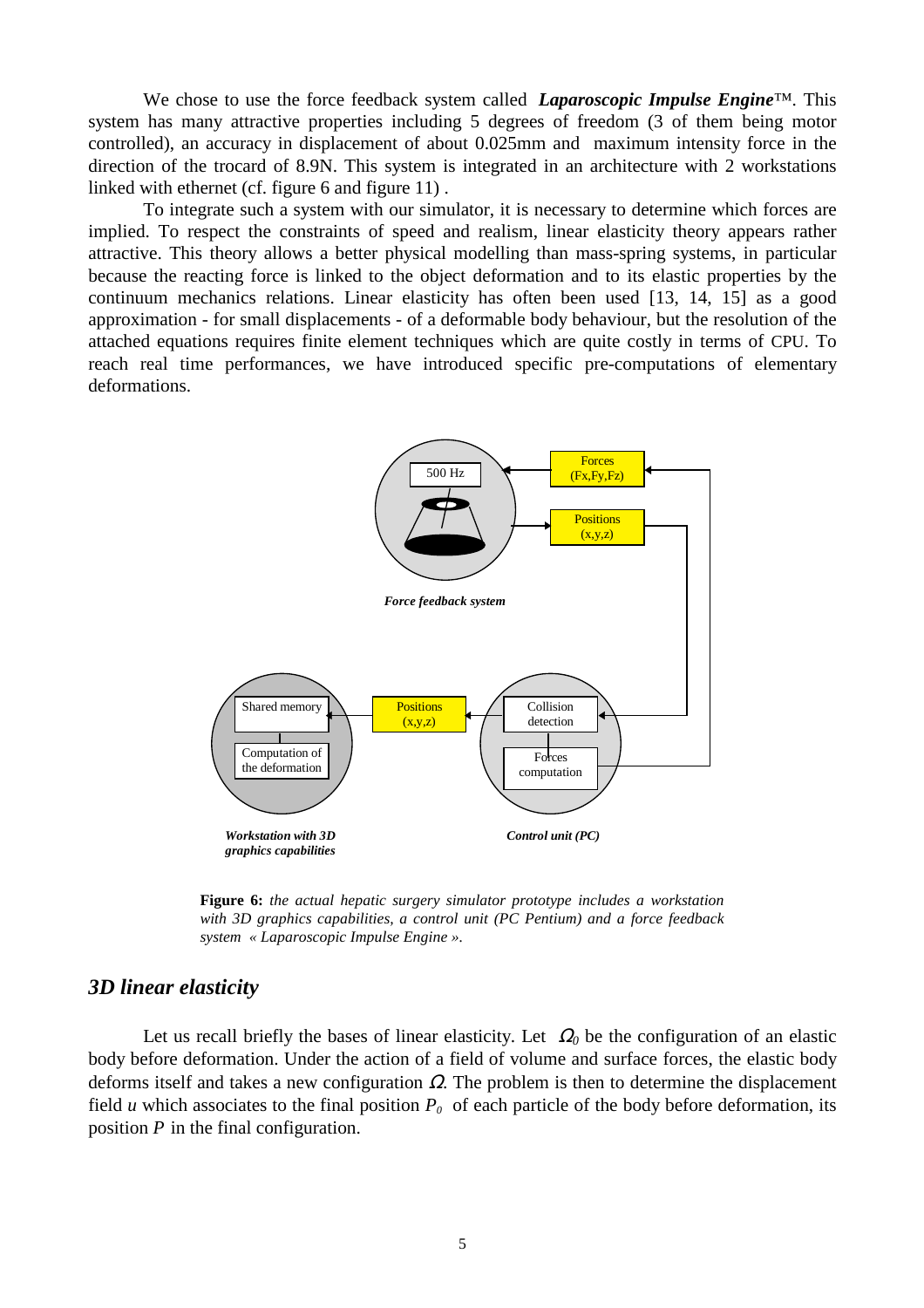We chose to use the force feedback system called ***Laparoscopic Impulse Engine***™. This system has many attractive properties including 5 degrees of freedom (3 of them being motor controlled), an accuracy in displacement of about 0.025mm and maximum intensity force in the direction of the trocard of 8.9N. This system is integrated in an architecture with 2 workstations linked with ethernet (cf. figure 6 and figure 11) .

To integrate such a system with our simulator, it is necessary to determine which forces are implied. To respect the constraints of speed and realism, linear elasticity theory appears rather attractive. This theory allows a better physical modelling than mass-spring systems, in particular because the reacting force is linked to the object deformation and to its elastic properties by the continuum mechanics relations. Linear elasticity has often been used [13, 14, 15] as a good approximation - for small displacements - of a deformable body behaviour, but the resolution of the attached equations requires finite element techniques which are quite costly in terms of CPU. To reach real time performances, we have introduced specific pre-computations of elementary deformations.

500 Hz

Forces (Fx,Fy,Fz)

Positions (x,y,z)

*Force feedback system*

Shared memory

Computation of the deformation

Positions (x,y,z)

Collision detection

Forces computation

*Workstation with 3D graphics capabilities*

*Control unit (PC)*

**Figure 6:** *the actual hepatic surgery simulator prototype includes a workstation with 3D graphics capabilities, a control unit (PC Pentium) and a force feedback system « Laparoscopic Impulse Engine ».*

## *3D linear elasticity*

Let us recall briefly the bases of linear elasticity. Let $\Omega_0$ be the configuration of an elastic body before deformation. Under the action of a field of volume and surface forces, the elastic body deforms itself and takes a new configuration $\Omega$. The problem is then to determine the displacement field $u$ which associates to the final position $P_0$ of each particle of the body before deformation, its position $P$ in the final configuration.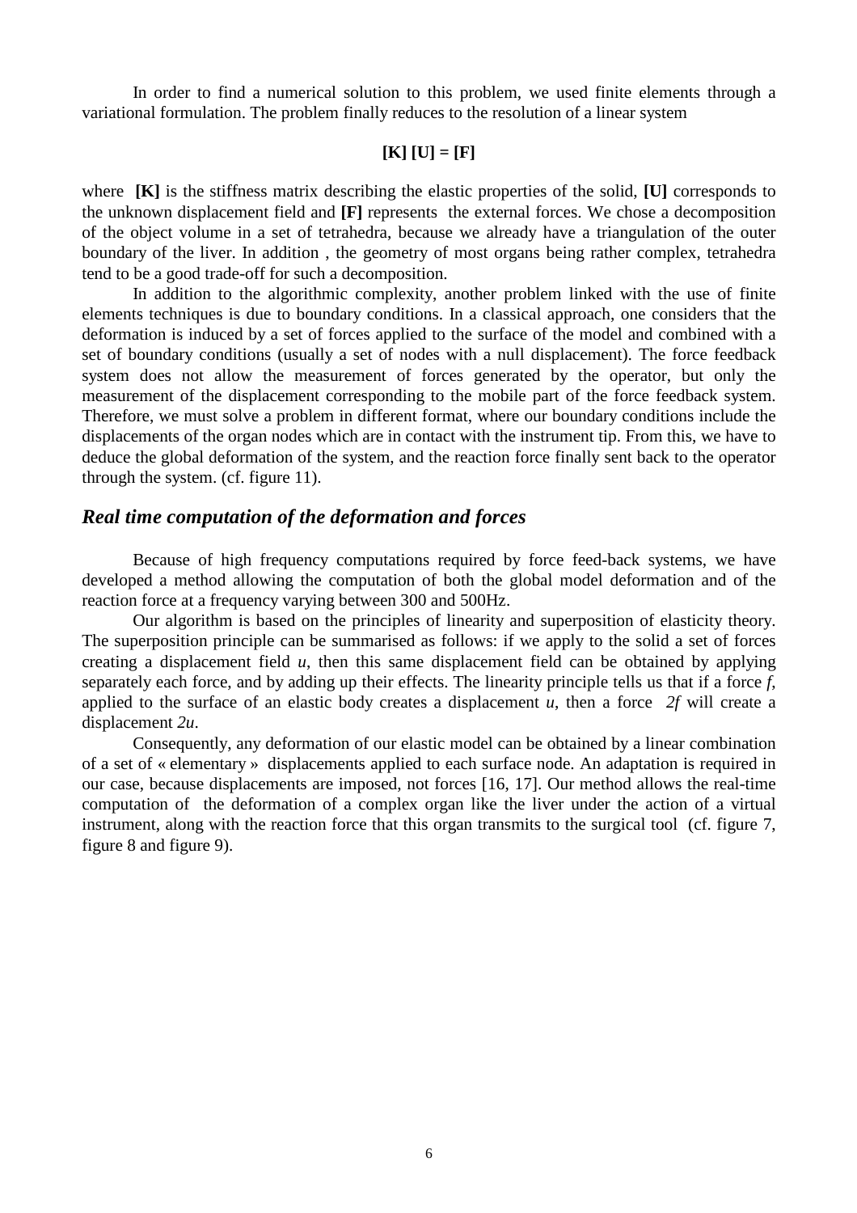In order to find a numerical solution to this problem, we used finite elements through a variational formulation. The problem finally reduces to the resolution of a linear system

$$[\mathbf{K}]\,[\mathbf{U}] = [\mathbf{F}]$$

where **[K]** is the stiffness matrix describing the elastic properties of the solid, **[U]** corresponds to the unknown displacement field and **[F]** represents the external forces. We chose a decomposition of the object volume in a set of tetrahedra, because we already have a triangulation of the outer boundary of the liver. In addition , the geometry of most organs being rather complex, tetrahedra tend to be a good trade-off for such a decomposition.

In addition to the algorithmic complexity, another problem linked with the use of finite elements techniques is due to boundary conditions. In a classical approach, one considers that the deformation is induced by a set of forces applied to the surface of the model and combined with a set of boundary conditions (usually a set of nodes with a null displacement). The force feedback system does not allow the measurement of forces generated by the operator, but only the measurement of the displacement corresponding to the mobile part of the force feedback system. Therefore, we must solve a problem in different format, where our boundary conditions include the displacements of the organ nodes which are in contact with the instrument tip. From this, we have to deduce the global deformation of the system, and the reaction force finally sent back to the operator through the system. (cf. figure 11).

## *Real time computation of the deformation and forces*

Because of high frequency computations required by force feed-back systems, we have developed a method allowing the computation of both the global model deformation and of the reaction force at a frequency varying between 300 and 500Hz.

Our algorithm is based on the principles of linearity and superposition of elasticity theory. The superposition principle can be summarised as follows: if we apply to the solid a set of forces creating a displacement field $u$, then this same displacement field can be obtained by applying separately each force, and by adding up their effects. The linearity principle tells us that if a force $f$, applied to the surface of an elastic body creates a displacement $u$, then a force $2f$ will create a displacement $2u$.

Consequently, any deformation of our elastic model can be obtained by a linear combination of a set of « elementary » displacements applied to each surface node. An adaptation is required in our case, because displacements are imposed, not forces [16, 17]. Our method allows the real-time computation of the deformation of a complex organ like the liver under the action of a virtual instrument, along with the reaction force that this organ transmits to the surgical tool (cf. figure 7, figure 8 and figure 9).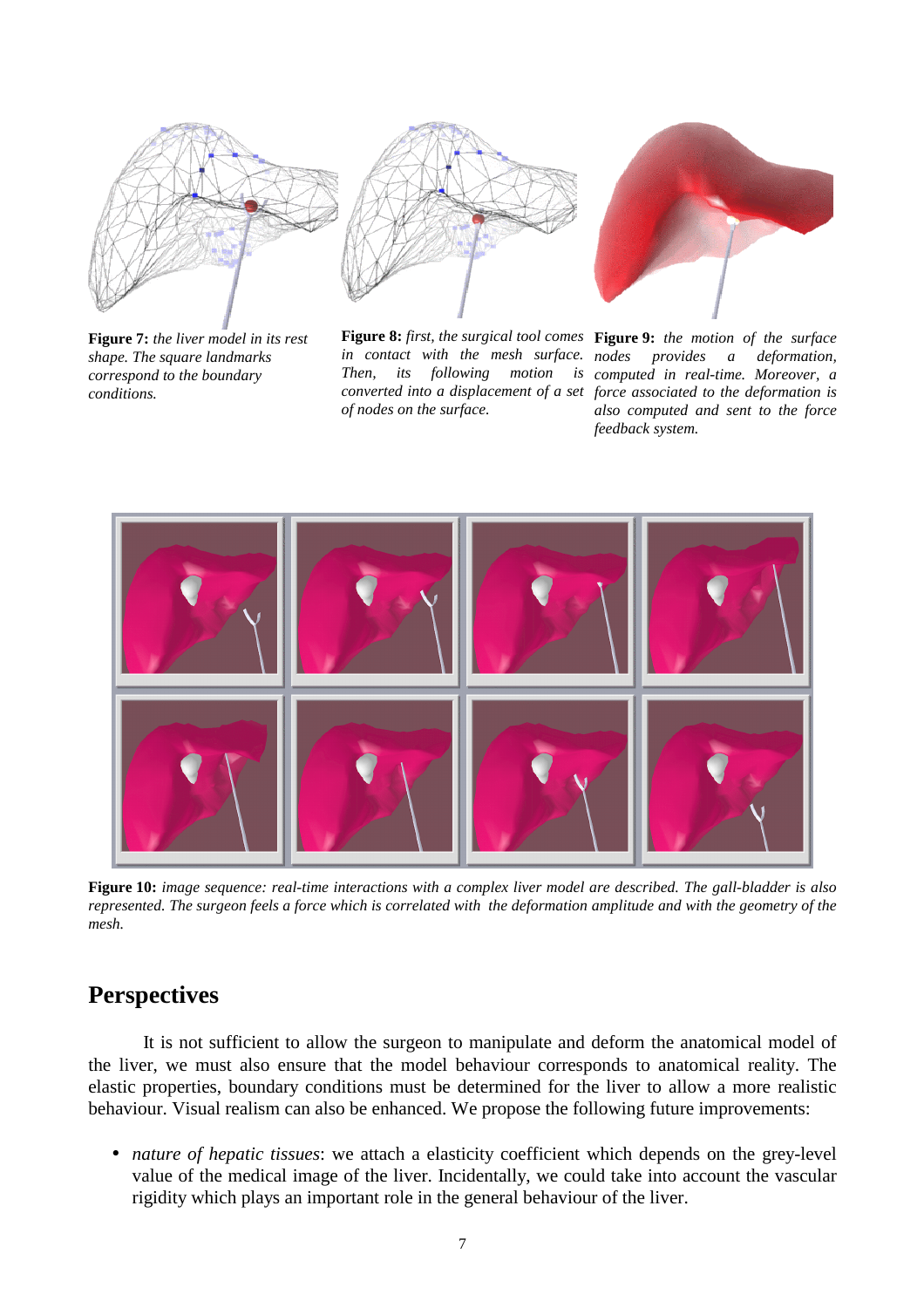**Figure 7:** *the liver model in its rest shape. The square landmarks correspond to the boundary conditions.*

**Figure 8:** *first, the surgical tool comes in contact with the mesh surface. Then, its following motion is converted into a displacement of a set of nodes on the surface.*

**Figure 9:** *the motion of the surface nodes provides a deformation, computed in real-time. Moreover, a force associated to the deformation is also computed and sent to the force feedback system.*

**Figure 10:** *image sequence: real-time interactions with a complex liver model are described. The gall-bladder is also represented. The surgeon feels a force which is correlated with the deformation amplitude and with the geometry of the mesh.*

## Perspectives

It is not sufficient to allow the surgeon to manipulate and deform the anatomical model of the liver, we must also ensure that the model behaviour corresponds to anatomical reality. The elastic properties, boundary conditions must be determined for the liver to allow a more realistic behaviour. Visual realism can also be enhanced. We propose the following future improvements:

- *nature of hepatic tissues*: we attach a elasticity coefficient which depends on the grey-level value of the medical image of the liver. Incidentally, we could take into account the vascular rigidity which plays an important role in the general behaviour of the liver.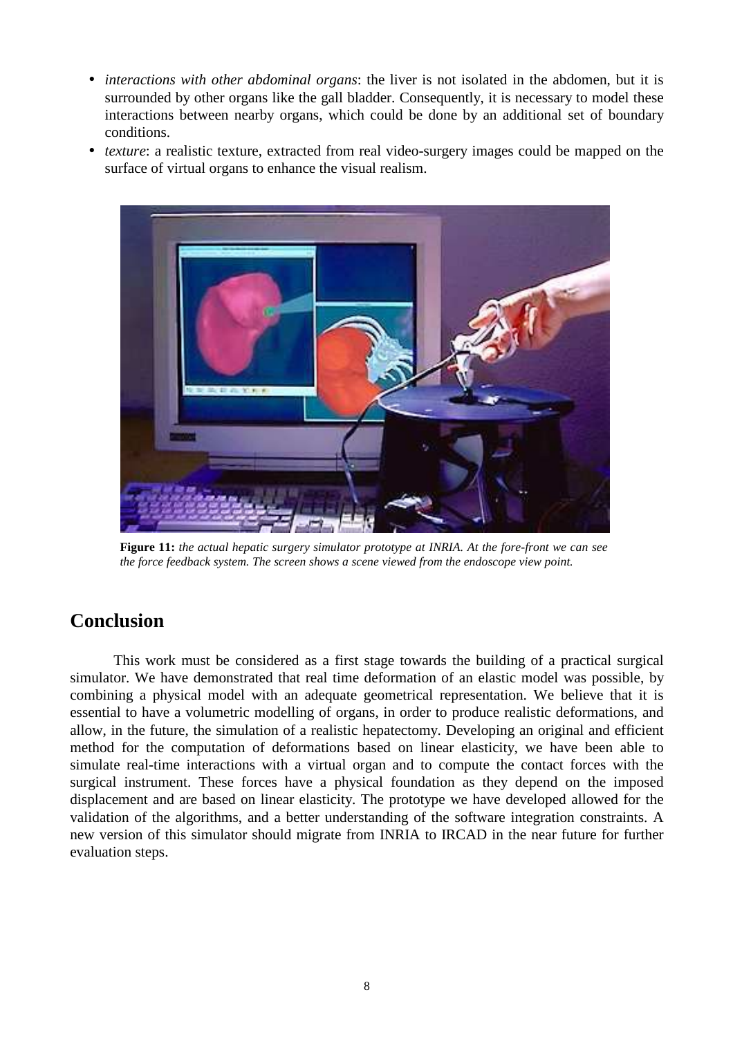- *interactions with other abdominal organs*: the liver is not isolated in the abdomen, but it is surrounded by other organs like the gall bladder. Consequently, it is necessary to model these interactions between nearby organs, which could be done by an additional set of boundary conditions.
- *texture*: a realistic texture, extracted from real video-surgery images could be mapped on the surface of virtual organs to enhance the visual realism.

**Figure 11:** *the actual hepatic surgery simulator prototype at INRIA. At the fore-front we can see the force feedback system. The screen shows a scene viewed from the endoscope view point.*

## Conclusion

This work must be considered as a first stage towards the building of a practical surgical simulator. We have demonstrated that real time deformation of an elastic model was possible, by combining a physical model with an adequate geometrical representation. We believe that it is essential to have a volumetric modelling of organs, in order to produce realistic deformations, and allow, in the future, the simulation of a realistic hepatectomy. Developing an original and efficient method for the computation of deformations based on linear elasticity, we have been able to simulate real-time interactions with a virtual organ and to compute the contact forces with the surgical instrument. These forces have a physical foundation as they depend on the imposed displacement and are based on linear elasticity. The prototype we have developed allowed for the validation of the algorithms, and a better understanding of the software integration constraints. A new version of this simulator should migrate from INRIA to IRCAD in the near future for further evaluation steps.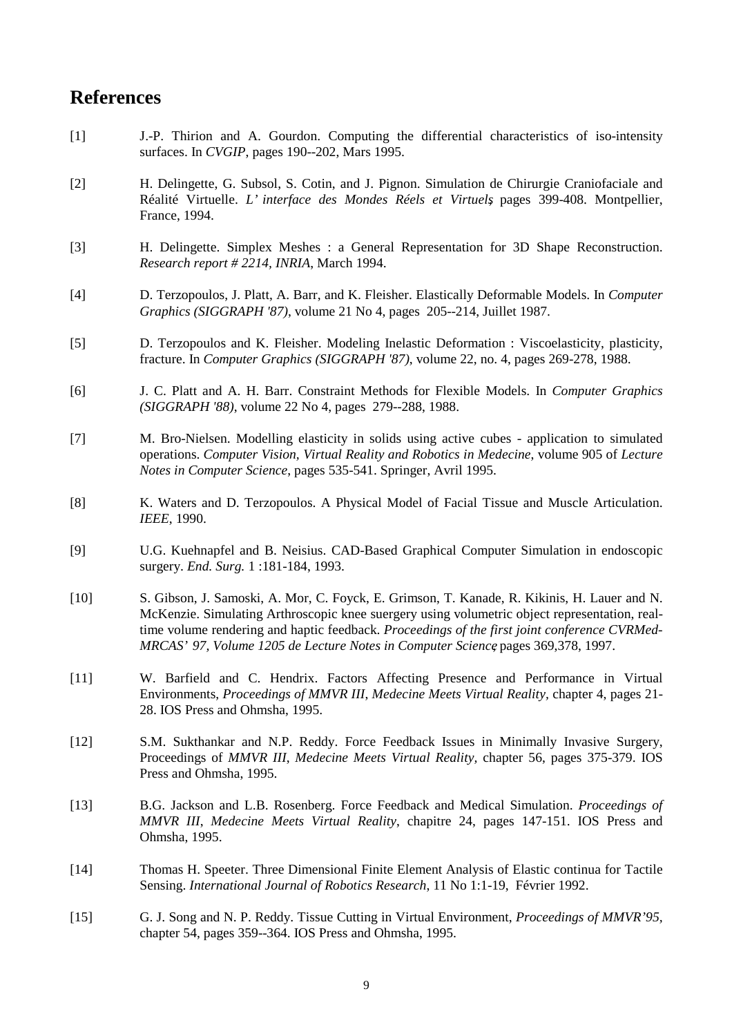# References

[1] J.-P. Thirion and A. Gourdon. Computing the differential characteristics of iso-intensity surfaces. In *CVGIP*, pages 190--202, Mars 1995.

[2] H. Delingette, G. Subsol, S. Cotin, and J. Pignon. Simulation de Chirurgie Craniofaciale and Réalité Virtuelle. *L' interface des Mondes Réels et Virtuels*, pages 399-408. Montpellier, France, 1994.

[3] H. Delingette. Simplex Meshes : a General Representation for 3D Shape Reconstruction. *Research report # 2214, INRIA*, March 1994.

[4] D. Terzopoulos, J. Platt, A. Barr, and K. Fleisher. Elastically Deformable Models. In *Computer Graphics (SIGGRAPH '87)*, volume 21 No 4, pages 205--214, Juillet 1987.

[5] D. Terzopoulos and K. Fleisher. Modeling Inelastic Deformation : Viscoelasticity, plasticity, fracture. In *Computer Graphics (SIGGRAPH '87)*, volume 22, no. 4, pages 269-278, 1988.

[6] J. C. Platt and A. H. Barr. Constraint Methods for Flexible Models. In *Computer Graphics (SIGGRAPH '88)*, volume 22 No 4, pages 279--288, 1988.

[7] M. Bro-Nielsen. Modelling elasticity in solids using active cubes - application to simulated operations. *Computer Vision, Virtual Reality and Robotics in Medecine*, volume 905 of *Lecture Notes in Computer Science*, pages 535-541. Springer, Avril 1995.

[8] K. Waters and D. Terzopoulos. A Physical Model of Facial Tissue and Muscle Articulation. *IEEE*, 1990.

[9] U.G. Kuehnapfel and B. Neisius. CAD-Based Graphical Computer Simulation in endoscopic surgery. *End. Surg.* 1 :181-184, 1993.

[10] S. Gibson, J. Samoski, A. Mor, C. Foyck, E. Grimson, T. Kanade, R. Kikinis, H. Lauer and N. McKenzie. Simulating Arthroscopic knee suergery using volumetric object representation, real-time volume rendering and haptic feedback. *Proceedings of the first joint conference CVRMed-MRCAS' 97, Volume 1205 de Lecture Notes in Computer Science*, pages 369,378, 1997.

[11] W. Barfield and C. Hendrix. Factors Affecting Presence and Performance in Virtual Environments, *Proceedings of MMVR III*, *Medecine Meets Virtual Reality*, chapter 4, pages 21-28. IOS Press and Ohmsha, 1995.

[12] S.M. Sukthankar and N.P. Reddy. Force Feedback Issues in Minimally Invasive Surgery, Proceedings of *MMVR III*, *Medecine Meets Virtual Reality*, chapter 56, pages 375-379. IOS Press and Ohmsha, 1995.

[13] B.G. Jackson and L.B. Rosenberg. Force Feedback and Medical Simulation. *Proceedings of MMVR III*, *Medecine Meets Virtual Reality*, chapitre 24, pages 147-151. IOS Press and Ohmsha, 1995.

[14] Thomas H. Speeter. Three Dimensional Finite Element Analysis of Elastic continua for Tactile Sensing. *International Journal of Robotics Research*, 11 No 1:1-19, Février 1992.

[15] G. J. Song and N. P. Reddy. Tissue Cutting in Virtual Environment, *Proceedings of MMVR'95*, chapter 54, pages 359--364. IOS Press and Ohmsha, 1995.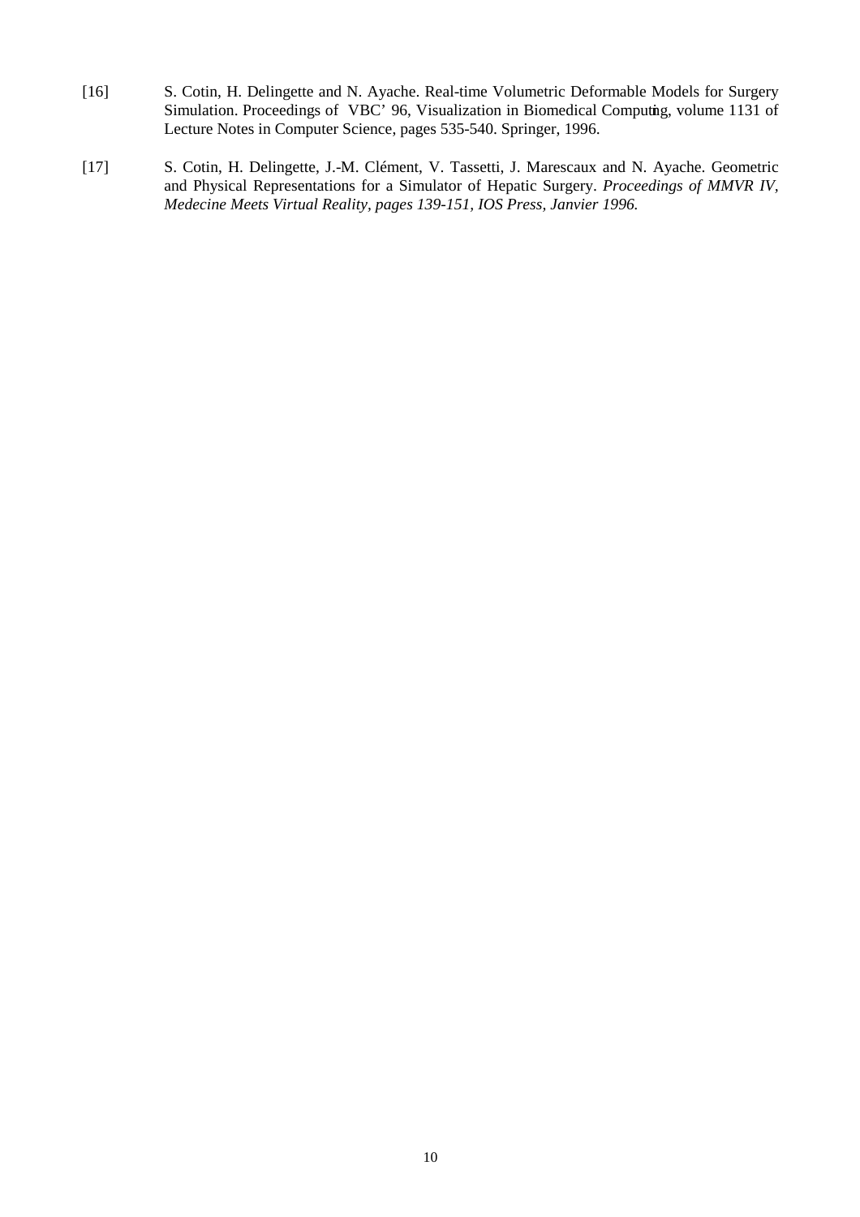[16] S. Cotin, H. Delingette and N. Ayache. Real-time Volumetric Deformable Models for Surgery Simulation. Proceedings of VBC' 96, Visualization in Biomedical Computing, volume 1131 of Lecture Notes in Computer Science, pages 535-540. Springer, 1996.

[17] S. Cotin, H. Delingette, J.-M. Clément, V. Tassetti, J. Marescaux and N. Ayache. Geometric and Physical Representations for a Simulator of Hepatic Surgery. *Proceedings of MMVR IV, Medecine Meets Virtual Reality, pages 139-151, IOS Press, Janvier 1996.*